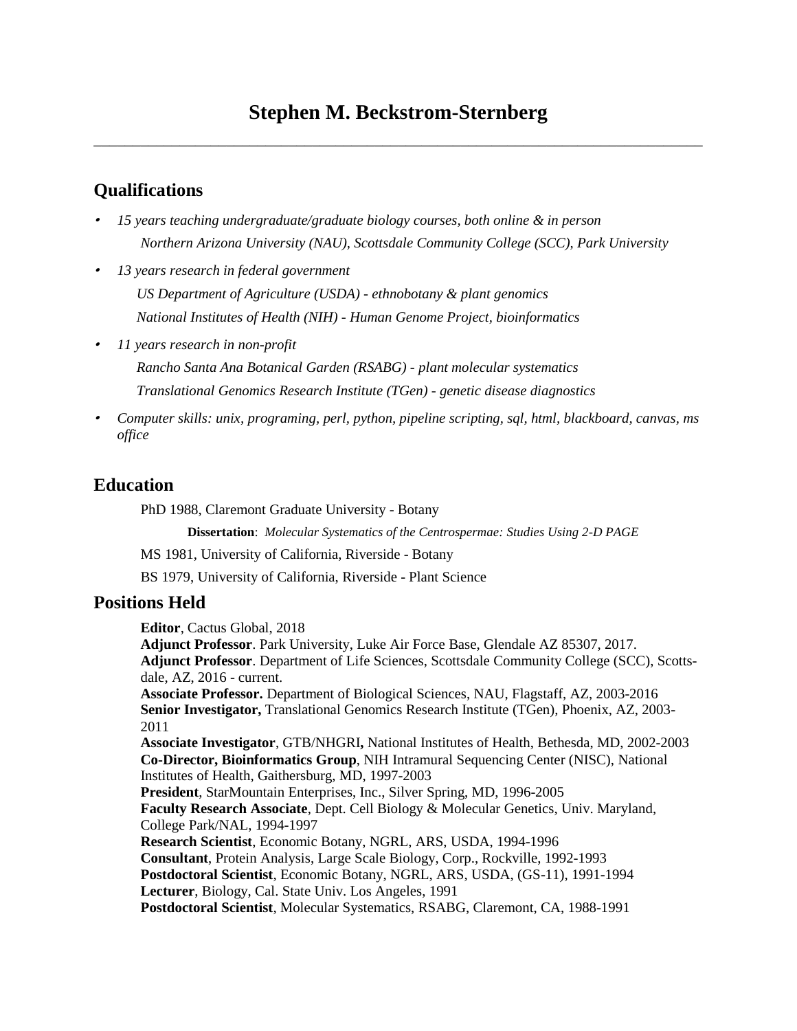# Stephen M. Beckstrom-Sternberg

---

## Qualifications

- *15 years teaching undergraduate/graduate biology courses, both online & in person*
  *Northern Arizona University (NAU), Scottsdale Community College (SCC), Park University*
- *13 years research in federal government*
  *US Department of Agriculture (USDA) - ethnobotany & plant genomics*
  *National Institutes of Health (NIH) - Human Genome Project, bioinformatics*
- *11 years research in non-profit*
  *Rancho Santa Ana Botanical Garden (RSABG) - plant molecular systematics*
  *Translational Genomics Research Institute (TGen) - genetic disease diagnostics*
- *Computer skills: unix, programing, perl, python, pipeline scripting, sql, html, blackboard, canvas, ms office*

## Education

PhD 1988, Claremont Graduate University - Botany

**Dissertation**: *Molecular Systematics of the Centrospermae: Studies Using 2-D PAGE*

MS 1981, University of California, Riverside - Botany

BS 1979, University of California, Riverside - Plant Science

## Positions Held

**Editor**, Cactus Global, 2018
**Adjunct Professor**. Park University, Luke Air Force Base, Glendale AZ 85307, 2017.
**Adjunct Professor**. Department of Life Sciences, Scottsdale Community College (SCC), Scottsdale, AZ, 2016 - current.
**Associate Professor.** Department of Biological Sciences, NAU, Flagstaff, AZ, 2003-2016
**Senior Investigator,** Translational Genomics Research Institute (TGen), Phoenix, AZ, 2003-2011
**Associate Investigator**, GTB/NHGRI**,** National Institutes of Health, Bethesda, MD, 2002-2003
**Co-Director, Bioinformatics Group**, NIH Intramural Sequencing Center (NISC), National Institutes of Health, Gaithersburg, MD, 1997-2003
**President**, StarMountain Enterprises, Inc., Silver Spring, MD, 1996-2005
**Faculty Research Associate**, Dept. Cell Biology & Molecular Genetics, Univ. Maryland, College Park/NAL, 1994-1997
**Research Scientist**, Economic Botany, NGRL, ARS, USDA, 1994-1996
**Consultant**, Protein Analysis, Large Scale Biology, Corp., Rockville, 1992-1993
**Postdoctoral Scientist**, Economic Botany, NGRL, ARS, USDA, (GS-11), 1991-1994
**Lecturer**, Biology, Cal. State Univ. Los Angeles, 1991
**Postdoctoral Scientist**, Molecular Systematics, RSABG, Claremont, CA, 1988-1991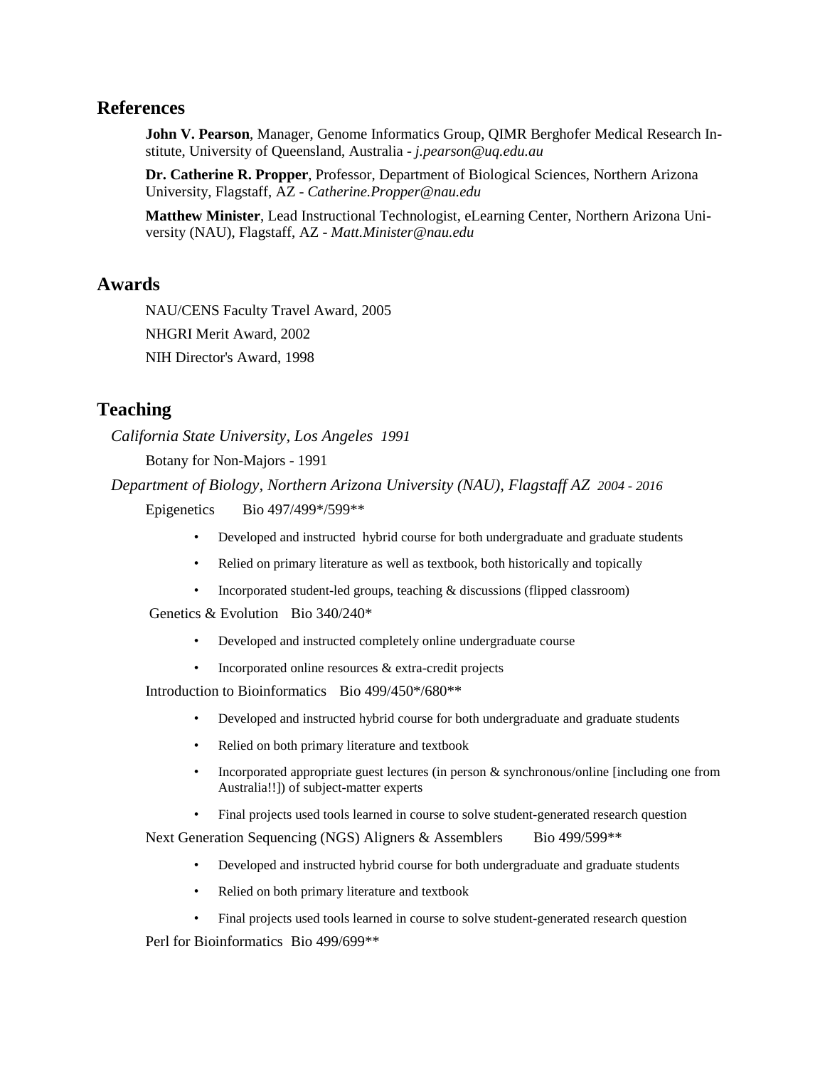## References

**John V. Pearson**, Manager, Genome Informatics Group, QIMR Berghofer Medical Research Institute, University of Queensland, Australia - *j.pearson@uq.edu.au*

**Dr. Catherine R. Propper**, Professor, Department of Biological Sciences, Northern Arizona University, Flagstaff, AZ - *Catherine.Propper@nau.edu*

**Matthew Minister**, Lead Instructional Technologist, eLearning Center, Northern Arizona University (NAU), Flagstaff, AZ - *Matt.Minister@nau.edu*

## Awards

NAU/CENS Faculty Travel Award, 2005

NHGRI Merit Award, 2002

NIH Director's Award, 1998

## Teaching

*California State University, Los Angeles 1991*

Botany for Non-Majors - 1991

*Department of Biology, Northern Arizona University (NAU), Flagstaff AZ 2004 - 2016*

Epigenetics Bio 497/499*/599**

- Developed and instructed hybrid course for both undergraduate and graduate students
- Relied on primary literature as well as textbook, both historically and topically
- Incorporated student-led groups, teaching & discussions (flipped classroom)

Genetics & Evolution Bio 340/240*

- Developed and instructed completely online undergraduate course
- Incorporated online resources & extra-credit projects

Introduction to Bioinformatics Bio 499/450*/680**

- Developed and instructed hybrid course for both undergraduate and graduate students
- Relied on both primary literature and textbook
- Incorporated appropriate guest lectures (in person & synchronous/online [including one from Australia!!]) of subject-matter experts
- Final projects used tools learned in course to solve student-generated research question

Next Generation Sequencing (NGS) Aligners & Assemblers Bio 499/599**

- Developed and instructed hybrid course for both undergraduate and graduate students
- Relied on both primary literature and textbook
- Final projects used tools learned in course to solve student-generated research question

Perl for Bioinformatics Bio 499/699**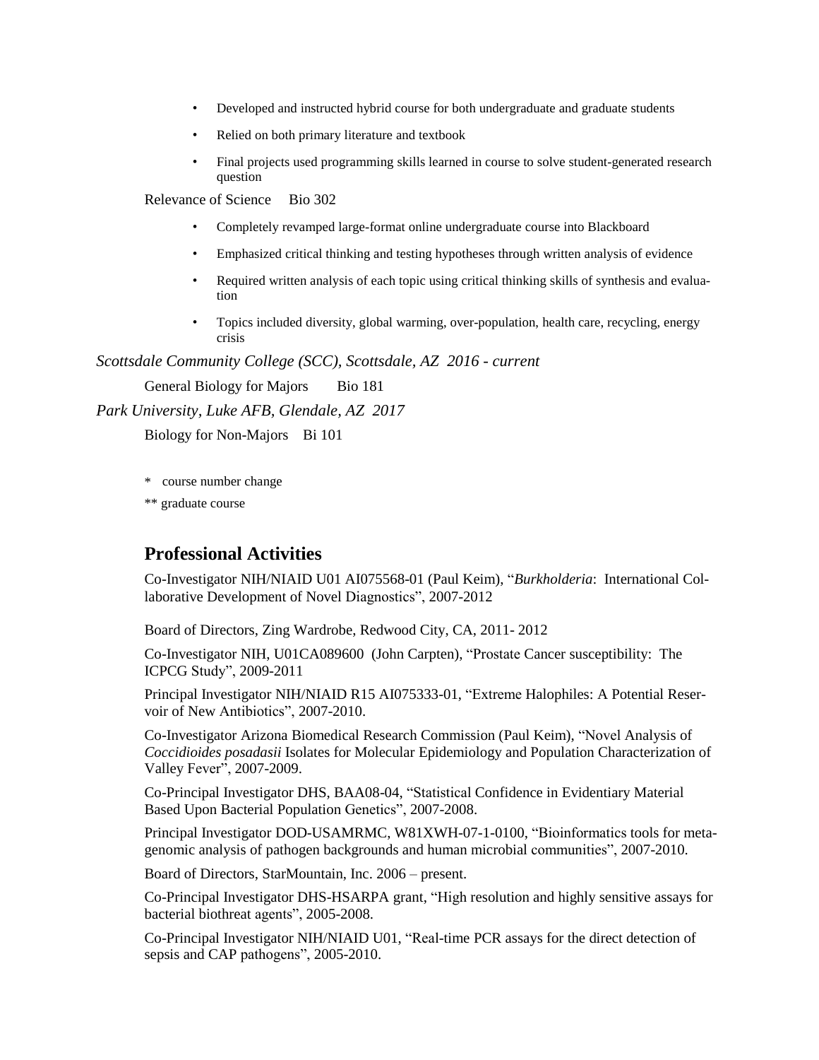- Developed and instructed hybrid course for both undergraduate and graduate students
- Relied on both primary literature and textbook
- Final projects used programming skills learned in course to solve student-generated research question

Relevance of Science Bio 302

- Completely revamped large-format online undergraduate course into Blackboard
- Emphasized critical thinking and testing hypotheses through written analysis of evidence
- Required written analysis of each topic using critical thinking skills of synthesis and evaluation
- Topics included diversity, global warming, over-population, health care, recycling, energy crisis

*Scottsdale Community College (SCC), Scottsdale, AZ 2016 - current*

General Biology for Majors Bio 181

*Park University, Luke AFB, Glendale, AZ 2017*

Biology for Non-Majors Bi 101

\* course number change

\*\* graduate course

## Professional Activities

Co-Investigator NIH/NIAID U01 AI075568-01 (Paul Keim), "*Burkholderia*: International Collaborative Development of Novel Diagnostics", 2007-2012

Board of Directors, Zing Wardrobe, Redwood City, CA, 2011- 2012

Co-Investigator NIH, U01CA089600 (John Carpten), "Prostate Cancer susceptibility: The ICPCG Study", 2009-2011

Principal Investigator NIH/NIAID R15 AI075333-01, "Extreme Halophiles: A Potential Reservoir of New Antibiotics", 2007-2010.

Co-Investigator Arizona Biomedical Research Commission (Paul Keim), "Novel Analysis of *Coccidioides posadasii* Isolates for Molecular Epidemiology and Population Characterization of Valley Fever", 2007-2009.

Co-Principal Investigator DHS, BAA08-04, "Statistical Confidence in Evidentiary Material Based Upon Bacterial Population Genetics", 2007-2008.

Principal Investigator DOD-USAMRMC, W81XWH-07-1-0100, "Bioinformatics tools for metagenomic analysis of pathogen backgrounds and human microbial communities", 2007-2010.

Board of Directors, StarMountain, Inc. 2006 – present.

Co-Principal Investigator DHS-HSARPA grant, "High resolution and highly sensitive assays for bacterial biothreat agents", 2005-2008.

Co-Principal Investigator NIH/NIAID U01, "Real-time PCR assays for the direct detection of sepsis and CAP pathogens", 2005-2010.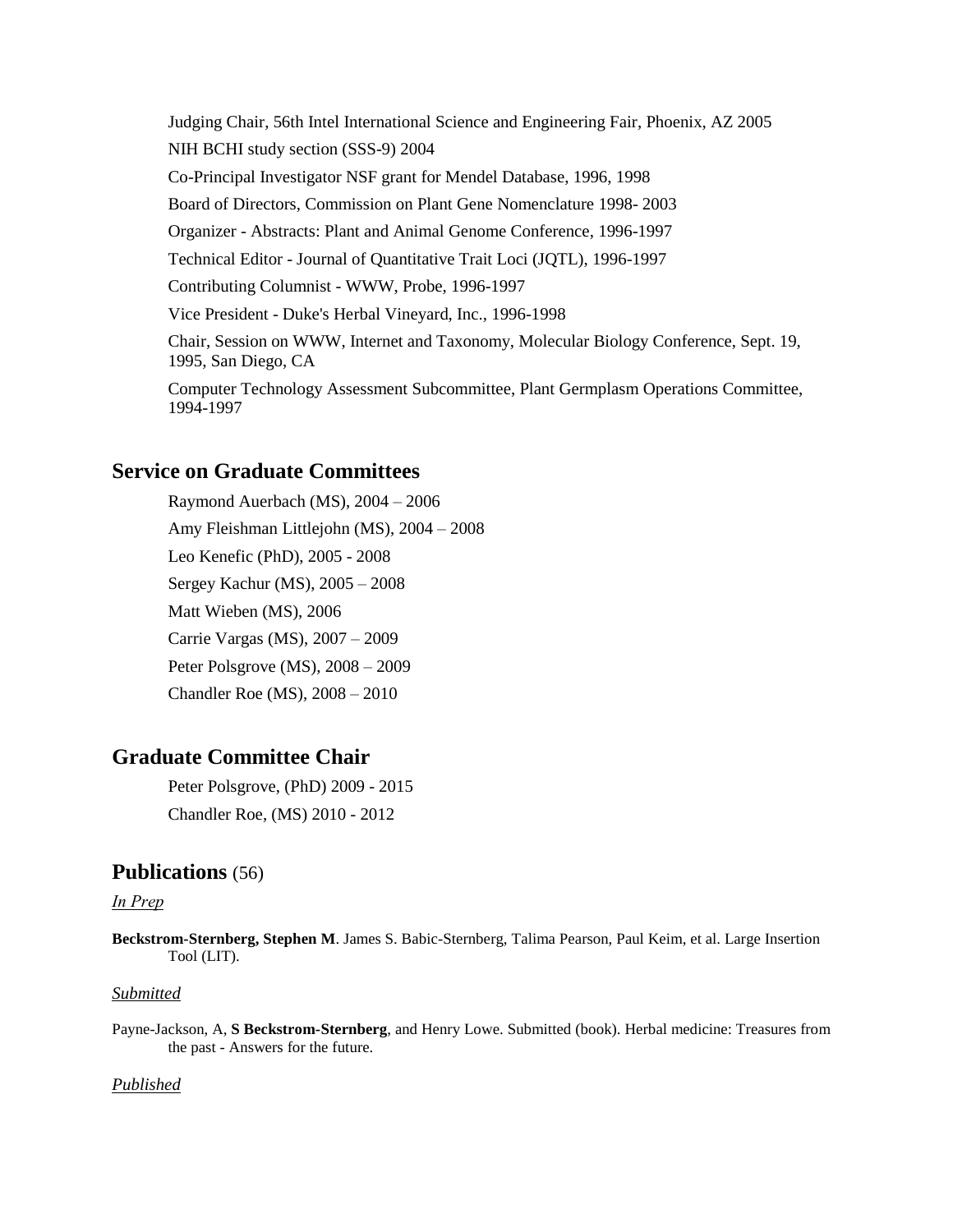Judging Chair, 56th Intel International Science and Engineering Fair, Phoenix, AZ 2005

NIH BCHI study section (SSS-9) 2004

Co-Principal Investigator NSF grant for Mendel Database, 1996, 1998

Board of Directors, Commission on Plant Gene Nomenclature 1998- 2003

Organizer - Abstracts: Plant and Animal Genome Conference, 1996-1997

Technical Editor - Journal of Quantitative Trait Loci (JQTL), 1996-1997

Contributing Columnist - WWW, Probe, 1996-1997

Vice President - Duke's Herbal Vineyard, Inc., 1996-1998

Chair, Session on WWW, Internet and Taxonomy, Molecular Biology Conference, Sept. 19, 1995, San Diego, CA

Computer Technology Assessment Subcommittee, Plant Germplasm Operations Committee, 1994-1997

## Service on Graduate Committees

Raymond Auerbach (MS), 2004 – 2006

Amy Fleishman Littlejohn (MS), 2004 – 2008

Leo Kenefic (PhD), 2005 - 2008

Sergey Kachur (MS), 2005 – 2008

Matt Wieben (MS), 2006

Carrie Vargas (MS), 2007 – 2009

Peter Polsgrove (MS), 2008 – 2009

Chandler Roe (MS), 2008 – 2010

## Graduate Committee Chair

Peter Polsgrove, (PhD) 2009 - 2015

Chandler Roe, (MS) 2010 - 2012

## Publications (56)

*In Prep*

**Beckstrom-Sternberg, Stephen M**. James S. Babic-Sternberg, Talima Pearson, Paul Keim, et al. Large Insertion Tool (LIT).

*Submitted*

Payne-Jackson, A, **S Beckstrom-Sternberg**, and Henry Lowe. Submitted (book). Herbal medicine: Treasures from the past - Answers for the future.

*Published*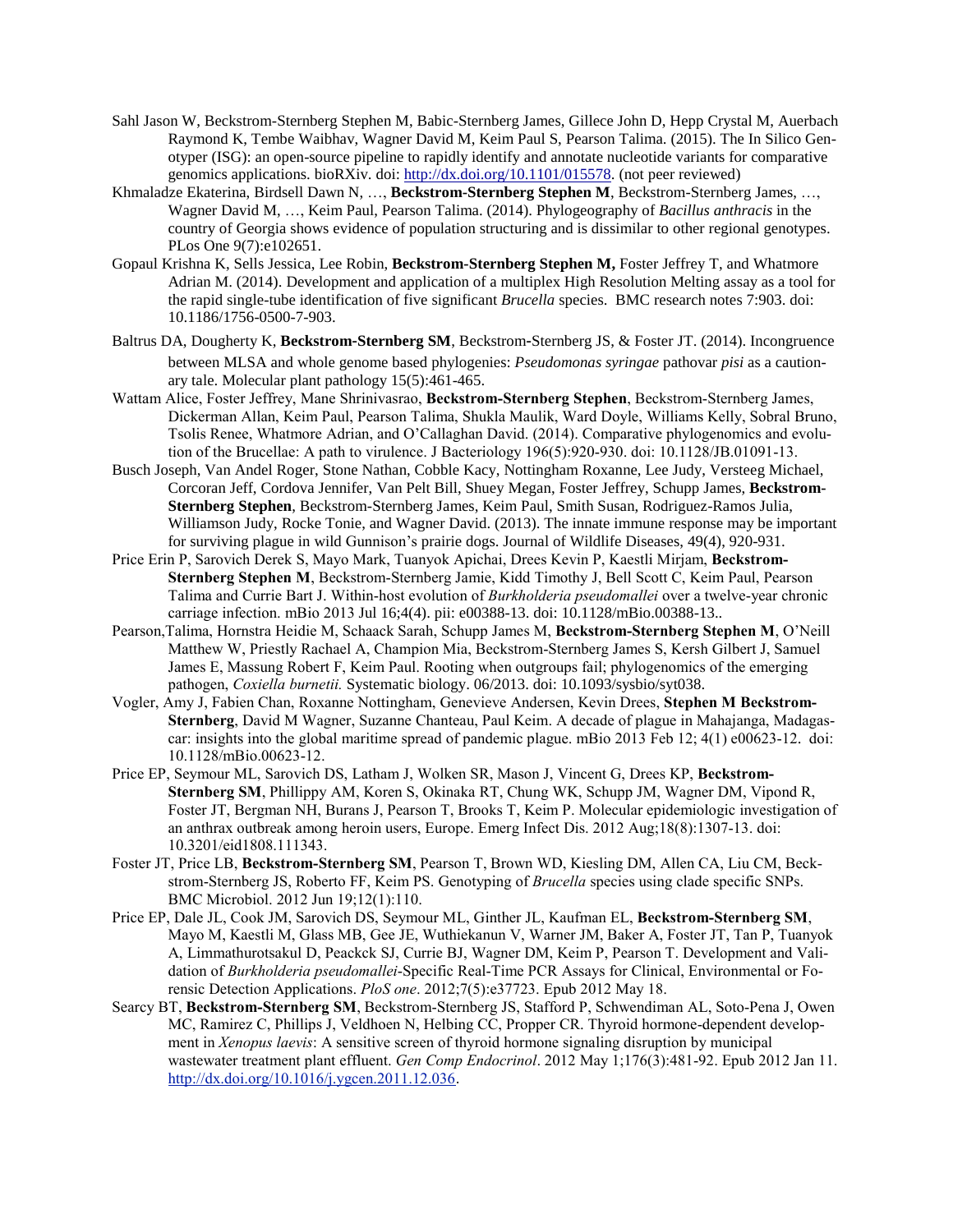Sahl Jason W, Beckstrom-Sternberg Stephen M, Babic-Sternberg James, Gillece John D, Hepp Crystal M, Auerbach Raymond K, Tembe Waibhav, Wagner David M, Keim Paul S, Pearson Talima. (2015). The In Silico Genotyper (ISG): an open-source pipeline to rapidly identify and annotate nucleotide variants for comparative genomics applications. bioRXiv. doi: http://dx.doi.org/10.1101/015578. (not peer reviewed)

Khmaladze Ekaterina, Birdsell Dawn N, …, **Beckstrom-Sternberg Stephen M**, Beckstrom-Sternberg James, …, Wagner David M, …, Keim Paul, Pearson Talima. (2014). Phylogeography of *Bacillus anthracis* in the country of Georgia shows evidence of population structuring and is dissimilar to other regional genotypes. PLos One 9(7):e102651.

Gopaul Krishna K, Sells Jessica, Lee Robin, **Beckstrom-Sternberg Stephen M,** Foster Jeffrey T, and Whatmore Adrian M. (2014). Development and application of a multiplex High Resolution Melting assay as a tool for the rapid single-tube identification of five significant *Brucella* species. BMC research notes 7:903. doi: 10.1186/1756-0500-7-903.

Baltrus DA, Dougherty K, **Beckstrom-Sternberg SM**, Beckstrom-Sternberg JS, & Foster JT. (2014). Incongruence between MLSA and whole genome based phylogenies: *Pseudomonas syringae* pathovar *pisi* as a cautionary tale. Molecular plant pathology 15(5):461-465.

Wattam Alice, Foster Jeffrey, Mane Shrinivasrao, **Beckstrom-Sternberg Stephen**, Beckstrom-Sternberg James, Dickerman Allan, Keim Paul, Pearson Talima, Shukla Maulik, Ward Doyle, Williams Kelly, Sobral Bruno, Tsolis Renee, Whatmore Adrian, and O'Callaghan David. (2014). Comparative phylogenomics and evolution of the Brucellae: A path to virulence. J Bacteriology 196(5):920-930. doi: 10.1128/JB.01091-13.

Busch Joseph, Van Andel Roger, Stone Nathan, Cobble Kacy, Nottingham Roxanne, Lee Judy, Versteeg Michael, Corcoran Jeff, Cordova Jennifer, Van Pelt Bill, Shuey Megan, Foster Jeffrey, Schupp James, **Beckstrom-Sternberg Stephen**, Beckstrom-Sternberg James, Keim Paul, Smith Susan, Rodriguez-Ramos Julia, Williamson Judy, Rocke Tonie, and Wagner David. (2013). The innate immune response may be important for surviving plague in wild Gunnison's prairie dogs. Journal of Wildlife Diseases, 49(4), 920-931.

Price Erin P, Sarovich Derek S, Mayo Mark, Tuanyok Apichai, Drees Kevin P, Kaestli Mirjam, **Beckstrom-Sternberg Stephen M**, Beckstrom-Sternberg Jamie, Kidd Timothy J, Bell Scott C, Keim Paul, Pearson Talima and Currie Bart J. Within-host evolution of *Burkholderia pseudomallei* over a twelve-year chronic carriage infection. mBio 2013 Jul 16;4(4). pii: e00388-13. doi: 10.1128/mBio.00388-13..

Pearson,Talima, Hornstra Heidie M, Schaack Sarah, Schupp James M, **Beckstrom-Sternberg Stephen M**, O'Neill Matthew W, Priestly Rachael A, Champion Mia, Beckstrom-Sternberg James S, Kersh Gilbert J, Samuel James E, Massung Robert F, Keim Paul. Rooting when outgroups fail; phylogenomics of the emerging pathogen, *Coxiella burnetii.* Systematic biology. 06/2013. doi: 10.1093/sysbio/syt038.

Vogler, Amy J, Fabien Chan, Roxanne Nottingham, Genevieve Andersen, Kevin Drees, **Stephen M Beckstrom-Sternberg**, David M Wagner, Suzanne Chanteau, Paul Keim. A decade of plague in Mahajanga, Madagascar: insights into the global maritime spread of pandemic plague. mBio 2013 Feb 12; 4(1) e00623-12. doi: 10.1128/mBio.00623-12.

Price EP, Seymour ML, Sarovich DS, Latham J, Wolken SR, Mason J, Vincent G, Drees KP, **Beckstrom-Sternberg SM**, Phillippy AM, Koren S, Okinaka RT, Chung WK, Schupp JM, Wagner DM, Vipond R, Foster JT, Bergman NH, Burans J, Pearson T, Brooks T, Keim P. Molecular epidemiologic investigation of an anthrax outbreak among heroin users, Europe. Emerg Infect Dis. 2012 Aug;18(8):1307-13. doi: 10.3201/eid1808.111343.

Foster JT, Price LB, **Beckstrom-Sternberg SM**, Pearson T, Brown WD, Kiesling DM, Allen CA, Liu CM, Beckstrom-Sternberg JS, Roberto FF, Keim PS. Genotyping of *Brucella* species using clade specific SNPs. BMC Microbiol. 2012 Jun 19;12(1):110.

Price EP, Dale JL, Cook JM, Sarovich DS, Seymour ML, Ginther JL, Kaufman EL, **Beckstrom-Sternberg SM**, Mayo M, Kaestli M, Glass MB, Gee JE, Wuthiekanun V, Warner JM, Baker A, Foster JT, Tan P, Tuanyok A, Limmathurotsakul D, Peackck SJ, Currie BJ, Wagner DM, Keim P, Pearson T. Development and Validation of *Burkholderia pseudomallei*-Specific Real-Time PCR Assays for Clinical, Environmental or Forensic Detection Applications. *PloS one*. 2012;7(5):e37723. Epub 2012 May 18.

Searcy BT, **Beckstrom-Sternberg SM**, Beckstrom-Sternberg JS, Stafford P, Schwendiman AL, Soto-Pena J, Owen MC, Ramirez C, Phillips J, Veldhoen N, Helbing CC, Propper CR. Thyroid hormone-dependent development in *Xenopus laevis*: A sensitive screen of thyroid hormone signaling disruption by municipal wastewater treatment plant effluent. *Gen Comp Endocrinol*. 2012 May 1;176(3):481-92. Epub 2012 Jan 11. http://dx.doi.org/10.1016/j.ygcen.2011.12.036.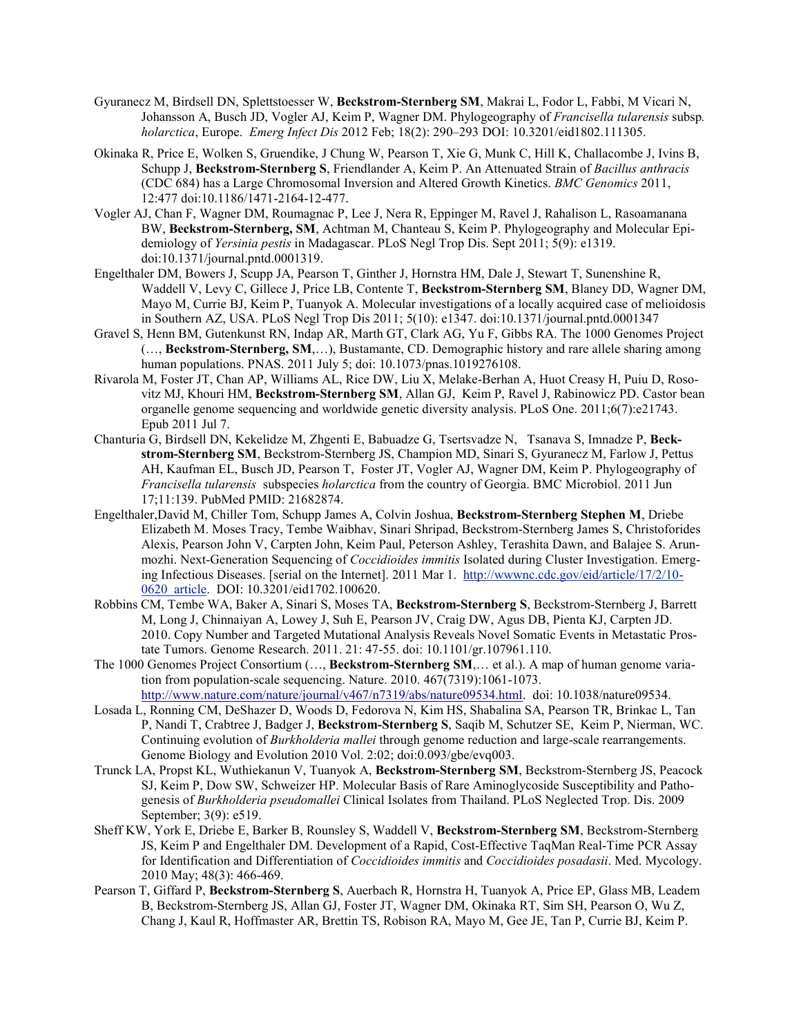Gyuranecz M, Birdsell DN, Splettstoesser W, **Beckstrom-Sternberg SM**, Makrai L, Fodor L, Fabbi, M Vicari N, Johansson A, Busch JD, Vogler AJ, Keim P, Wagner DM. Phylogeography of *Francisella tularensis* subsp*. holarctica*, Europe. *Emerg Infect Dis* 2012 Feb; 18(2): 290–293 DOI: 10.3201/eid1802.111305.

Okinaka R, Price E, Wolken S, Gruendike, J Chung W, Pearson T, Xie G, Munk C, Hill K, Challacombe J, Ivins B, Schupp J, **Beckstrom-Sternberg S**, Friendlander A, Keim P. An Attenuated Strain of *Bacillus anthracis* (CDC 684) has a Large Chromosomal Inversion and Altered Growth Kinetics. *BMC Genomics* 2011, 12:477 doi:10.1186/1471-2164-12-477.

Vogler AJ, Chan F, Wagner DM, Roumagnac P, Lee J, Nera R, Eppinger M, Ravel J, Rahalison L, Rasoamanana BW, **Beckstrom-Sternberg, SM**, Achtman M, Chanteau S, Keim P. Phylogeography and Molecular Epidemiology of *Yersinia pestis* in Madagascar. PLoS Negl Trop Dis. Sept 2011; 5(9): e1319. doi:10.1371/journal.pntd.0001319.

Engelthaler DM, Bowers J, Scupp JA, Pearson T, Ginther J, Hornstra HM, Dale J, Stewart T, Sunenshine R, Waddell V, Levy C, Gillece J, Price LB, Contente T, **Beckstrom-Sternberg SM**, Blaney DD, Wagner DM, Mayo M, Currie BJ, Keim P, Tuanyok A. Molecular investigations of a locally acquired case of melioidosis in Southern AZ, USA. PLoS Negl Trop Dis 2011; 5(10): e1347. doi:10.1371/journal.pntd.0001347

Gravel S, Henn BM, Gutenkunst RN, Indap AR, Marth GT, Clark AG, Yu F, Gibbs RA. The 1000 Genomes Project (…, **Beckstrom-Sternberg, SM**,…), Bustamante, CD. Demographic history and rare allele sharing among human populations. PNAS. 2011 July 5; doi: 10.1073/pnas.1019276108.

Rivarola M, Foster JT, Chan AP, Williams AL, Rice DW, Liu X, Melake-Berhan A, Huot Creasy H, Puiu D, Rosovitz MJ, Khouri HM, **Beckstrom-Sternberg SM**, Allan GJ, Keim P, Ravel J, Rabinowicz PD. Castor bean organelle genome sequencing and worldwide genetic diversity analysis. PLoS One. 2011;6(7):e21743. Epub 2011 Jul 7.

Chanturia G, Birdsell DN, Kekelidze M, Zhgenti E, Babuadze G, Tsertsvadze N, Tsanava S, Imnadze P, **Beckstrom-Sternberg SM**, Beckstrom-Sternberg JS, Champion MD, Sinari S, Gyuranecz M, Farlow J, Pettus AH, Kaufman EL, Busch JD, Pearson T, Foster JT, Vogler AJ, Wagner DM, Keim P. Phylogeography of *Francisella tularensis* subspecies *holarctica* from the country of Georgia. BMC Microbiol. 2011 Jun 17;11:139. PubMed PMID: 21682874.

Engelthaler,David M, Chiller Tom, Schupp James A, Colvin Joshua, **Beckstrom-Sternberg Stephen M**, Driebe Elizabeth M. Moses Tracy, Tembe Waibhav, Sinari Shripad, Beckstrom-Sternberg James S, Christoforides Alexis, Pearson John V, Carpten John, Keim Paul, Peterson Ashley, Terashita Dawn, and Balajee S. Arunmozhi. Next-Generation Sequencing of *Coccidioides immitis* Isolated during Cluster Investigation. Emerging Infectious Diseases. [serial on the Internet]. 2011 Mar 1. http://wwwnc.cdc.gov/eid/article/17/2/10-0620_article. DOI: 10.3201/eid1702.100620.

Robbins CM, Tembe WA, Baker A, Sinari S, Moses TA, **Beckstrom-Sternberg S**, Beckstrom-Sternberg J, Barrett M, Long J, Chinnaiyan A, Lowey J, Suh E, Pearson JV, Craig DW, Agus DB, Pienta KJ, Carpten JD. 2010. Copy Number and Targeted Mutational Analysis Reveals Novel Somatic Events in Metastatic Prostate Tumors. Genome Research. 2011. 21: 47-55. doi: 10.1101/gr.107961.110.

The 1000 Genomes Project Consortium (…, **Beckstrom-Sternberg SM**,… et al.). A map of human genome variation from population-scale sequencing. Nature. 2010. 467(7319):1061-1073. http://www.nature.com/nature/journal/v467/n7319/abs/nature09534.html. doi: 10.1038/nature09534.

Losada L, Ronning CM, DeShazer D, Woods D, Fedorova N, Kim HS, Shabalina SA, Pearson TR, Brinkac L, Tan P, Nandi T, Crabtree J, Badger J, **Beckstrom-Sternberg S**, Saqib M, Schutzer SE, Keim P, Nierman, WC. Continuing evolution of *Burkholderia mallei* through genome reduction and large-scale rearrangements. Genome Biology and Evolution 2010 Vol. 2:02; doi:0.093/gbe/evq003.

Trunck LA, Propst KL, Wuthiekanun V, Tuanyok A, **Beckstrom-Sternberg SM**, Beckstrom-Sternberg JS, Peacock SJ, Keim P, Dow SW, Schweizer HP. Molecular Basis of Rare Aminoglycoside Susceptibility and Pathogenesis of *Burkholderia pseudomallei* Clinical Isolates from Thailand. PLoS Neglected Trop. Dis. 2009 September; 3(9): e519.

Sheff KW, York E, Driebe E, Barker B, Rounsley S, Waddell V, **Beckstrom-Sternberg SM**, Beckstrom-Sternberg JS, Keim P and Engelthaler DM. Development of a Rapid, Cost-Effective TaqMan Real-Time PCR Assay for Identification and Differentiation of *Coccidioides immitis* and *Coccidioides posadasii*. Med. Mycology. 2010 May; 48(3): 466-469.

Pearson T, Giffard P, **Beckstrom-Sternberg S**, Auerbach R, Hornstra H, Tuanyok A, Price EP, Glass MB, Leadem B, Beckstrom-Sternberg JS, Allan GJ, Foster JT, Wagner DM, Okinaka RT, Sim SH, Pearson O, Wu Z, Chang J, Kaul R, Hoffmaster AR, Brettin TS, Robison RA, Mayo M, Gee JE, Tan P, Currie BJ, Keim P.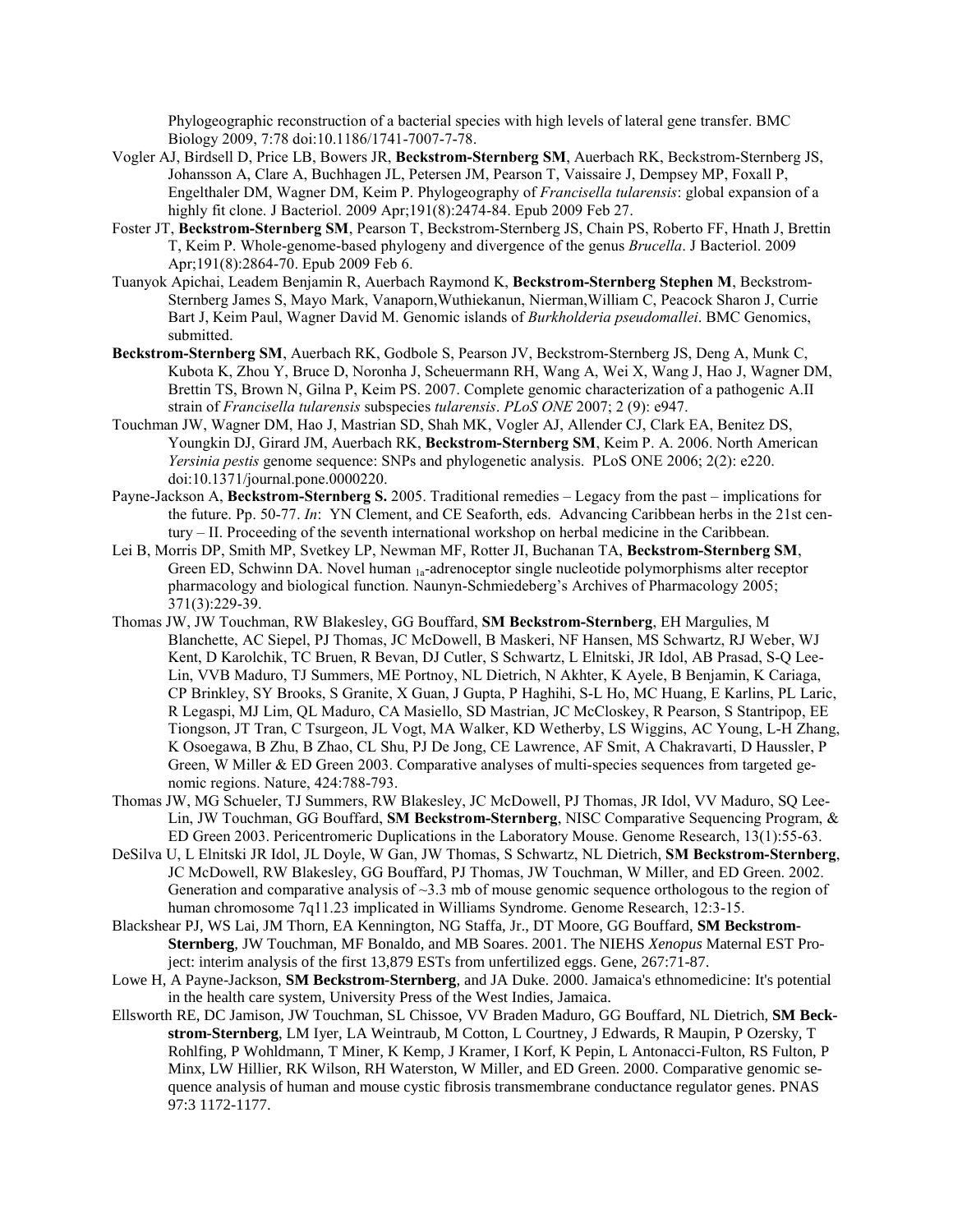Phylogeographic reconstruction of a bacterial species with high levels of lateral gene transfer. BMC Biology 2009, 7:78 doi:10.1186/1741-7007-7-78.

Vogler AJ, Birdsell D, Price LB, Bowers JR, **Beckstrom-Sternberg SM**, Auerbach RK, Beckstrom-Sternberg JS, Johansson A, Clare A, Buchhagen JL, Petersen JM, Pearson T, Vaissaire J, Dempsey MP, Foxall P, Engelthaler DM, Wagner DM, Keim P. Phylogeography of *Francisella tularensis*: global expansion of a highly fit clone. J Bacteriol. 2009 Apr;191(8):2474-84. Epub 2009 Feb 27.

Foster JT, **Beckstrom-Sternberg SM**, Pearson T, Beckstrom-Sternberg JS, Chain PS, Roberto FF, Hnath J, Brettin T, Keim P. Whole-genome-based phylogeny and divergence of the genus *Brucella*. J Bacteriol. 2009 Apr;191(8):2864-70. Epub 2009 Feb 6.

Tuanyok Apichai, Leadem Benjamin R, Auerbach Raymond K, **Beckstrom-Sternberg Stephen M**, Beckstrom-Sternberg James S, Mayo Mark, Vanaporn,Wuthiekanun, Nierman,William C, Peacock Sharon J, Currie Bart J, Keim Paul, Wagner David M. Genomic islands of *Burkholderia pseudomallei*. BMC Genomics, submitted.

**Beckstrom-Sternberg SM**, Auerbach RK, Godbole S, Pearson JV, Beckstrom-Sternberg JS, Deng A, Munk C, Kubota K, Zhou Y, Bruce D, Noronha J, Scheuermann RH, Wang A, Wei X, Wang J, Hao J, Wagner DM, Brettin TS, Brown N, Gilna P, Keim PS. 2007. Complete genomic characterization of a pathogenic A.II strain of *Francisella tularensis* subspecies *tularensis*. *PLoS ONE* 2007; 2 (9): e947.

Touchman JW, Wagner DM, Hao J, Mastrian SD, Shah MK, Vogler AJ, Allender CJ, Clark EA, Benitez DS, Youngkin DJ, Girard JM, Auerbach RK, **Beckstrom-Sternberg SM**, Keim P. A. 2006. North American *Yersinia pestis* genome sequence: SNPs and phylogenetic analysis. PLoS ONE 2006; 2(2): e220. doi:10.1371/journal.pone.0000220.

Payne-Jackson A, **Beckstrom-Sternberg S.** 2005. Traditional remedies – Legacy from the past – implications for the future. Pp. 50-77. *In*: YN Clement, and CE Seaforth, eds. Advancing Caribbean herbs in the 21st century – II. Proceeding of the seventh international workshop on herbal medicine in the Caribbean.

Lei B, Morris DP, Smith MP, Svetkey LP, Newman MF, Rotter JI, Buchanan TA, **Beckstrom-Sternberg SM**, Green ED, Schwinn DA. Novel human $_{1a}$-adrenoceptor single nucleotide polymorphisms alter receptor pharmacology and biological function. Naunyn-Schmiedeberg's Archives of Pharmacology 2005; 371(3):229-39.

Thomas JW, JW Touchman, RW Blakesley, GG Bouffard, **SM Beckstrom-Sternberg**, EH Margulies, M Blanchette, AC Siepel, PJ Thomas, JC McDowell, B Maskeri, NF Hansen, MS Schwartz, RJ Weber, WJ Kent, D Karolchik, TC Bruen, R Bevan, DJ Cutler, S Schwartz, L Elnitski, JR Idol, AB Prasad, S-Q Lee-Lin, VVB Maduro, TJ Summers, ME Portnoy, NL Dietrich, N Akhter, K Ayele, B Benjamin, K Cariaga, CP Brinkley, SY Brooks, S Granite, X Guan, J Gupta, P Haghihi, S-L Ho, MC Huang, E Karlins, PL Laric, R Legaspi, MJ Lim, QL Maduro, CA Masiello, SD Mastrian, JC McCloskey, R Pearson, S Stantripop, EE Tiongson, JT Tran, C Tsurgeon, JL Vogt, MA Walker, KD Wetherby, LS Wiggins, AC Young, L-H Zhang, K Osoegawa, B Zhu, B Zhao, CL Shu, PJ De Jong, CE Lawrence, AF Smit, A Chakravarti, D Haussler, P Green, W Miller & ED Green 2003. Comparative analyses of multi-species sequences from targeted genomic regions. Nature, 424:788-793.

Thomas JW, MG Schueler, TJ Summers, RW Blakesley, JC McDowell, PJ Thomas, JR Idol, VV Maduro, SQ Lee-Lin, JW Touchman, GG Bouffard, **SM Beckstrom-Sternberg**, NISC Comparative Sequencing Program, & ED Green 2003. Pericentromeric Duplications in the Laboratory Mouse. Genome Research, 13(1):55-63.

DeSilva U, L Elnitski JR Idol, JL Doyle, W Gan, JW Thomas, S Schwartz, NL Dietrich, **SM Beckstrom-Sternberg**, JC McDowell, RW Blakesley, GG Bouffard, PJ Thomas, JW Touchman, W Miller, and ED Green. 2002. Generation and comparative analysis of ~3.3 mb of mouse genomic sequence orthologous to the region of human chromosome 7q11.23 implicated in Williams Syndrome. Genome Research, 12:3-15.

Blackshear PJ, WS Lai, JM Thorn, EA Kennington, NG Staffa, Jr., DT Moore, GG Bouffard, **SM Beckstrom-Sternberg**, JW Touchman, MF Bonaldo, and MB Soares. 2001. The NIEHS *Xenopus* Maternal EST Project: interim analysis of the first 13,879 ESTs from unfertilized eggs. Gene, 267:71-87.

Lowe H, A Payne-Jackson, **SM Beckstrom-Sternberg**, and JA Duke. 2000. Jamaica's ethnomedicine: It's potential in the health care system, University Press of the West Indies, Jamaica.

Ellsworth RE, DC Jamison, JW Touchman, SL Chissoe, VV Braden Maduro, GG Bouffard, NL Dietrich, **SM Beckstrom-Sternberg**, LM Iyer, LA Weintraub, M Cotton, L Courtney, J Edwards, R Maupin, P Ozersky, T Rohlfing, P Wohldmann, T Miner, K Kemp, J Kramer, I Korf, K Pepin, L Antonacci-Fulton, RS Fulton, P Minx, LW Hillier, RK Wilson, RH Waterston, W Miller, and ED Green. 2000. Comparative genomic sequence analysis of human and mouse cystic fibrosis transmembrane conductance regulator genes. PNAS 97:3 1172-1177.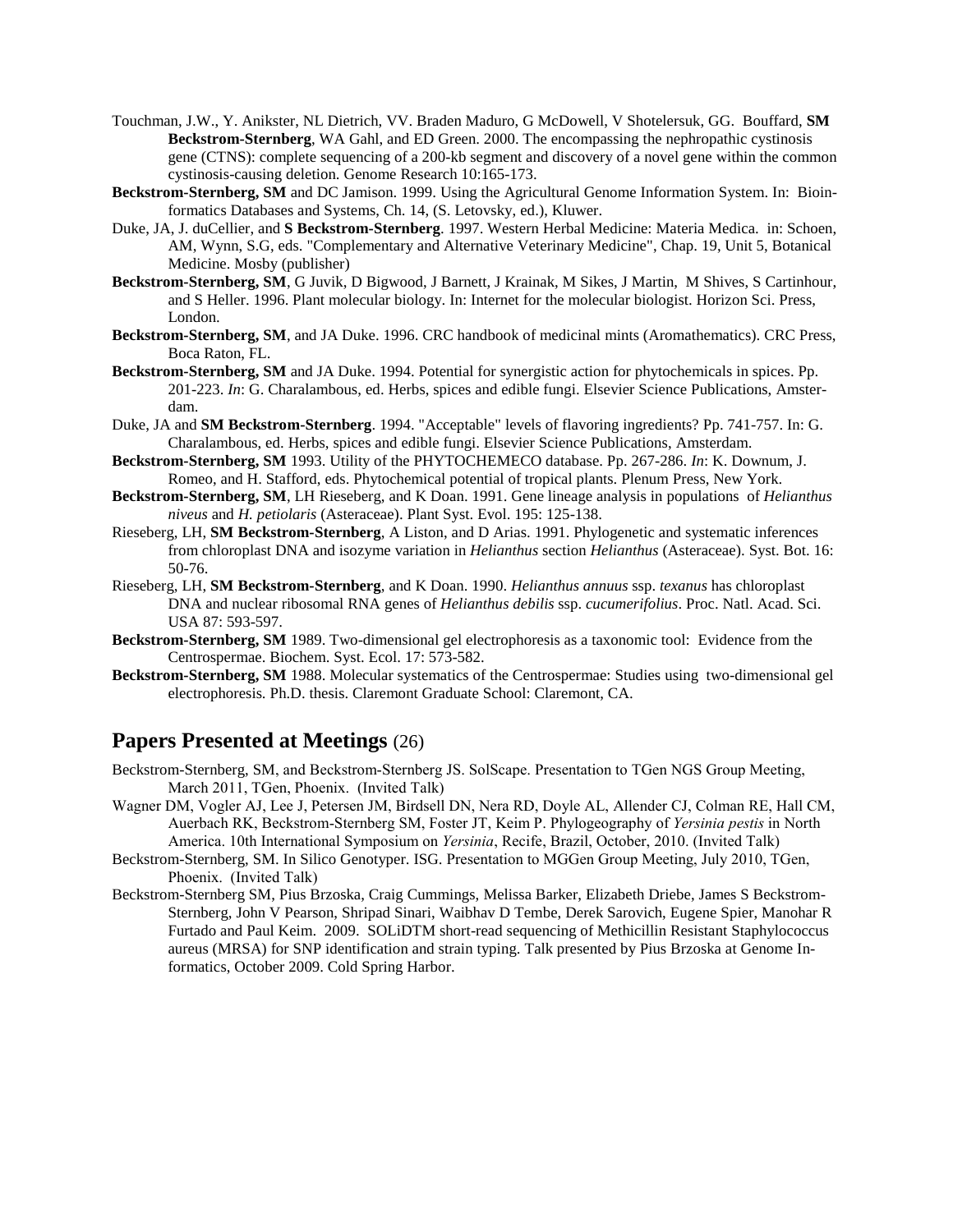Touchman, J.W., Y. Anikster, NL Dietrich, VV. Braden Maduro, G McDowell, V Shotelersuk, GG. Bouffard, **SM Beckstrom-Sternberg**, WA Gahl, and ED Green. 2000. The encompassing the nephropathic cystinosis gene (CTNS): complete sequencing of a 200-kb segment and discovery of a novel gene within the common cystinosis-causing deletion. Genome Research 10:165-173.

**Beckstrom-Sternberg, SM** and DC Jamison. 1999. Using the Agricultural Genome Information System. In: Bioinformatics Databases and Systems, Ch. 14, (S. Letovsky, ed.), Kluwer.

Duke, JA, J. duCellier, and **S Beckstrom-Sternberg**. 1997. Western Herbal Medicine: Materia Medica. in: Schoen, AM, Wynn, S.G, eds. "Complementary and Alternative Veterinary Medicine", Chap. 19, Unit 5, Botanical Medicine. Mosby (publisher)

**Beckstrom-Sternberg, SM**, G Juvik, D Bigwood, J Barnett, J Krainak, M Sikes, J Martin, M Shives, S Cartinhour, and S Heller. 1996. Plant molecular biology. In: Internet for the molecular biologist. Horizon Sci. Press, London.

**Beckstrom-Sternberg, SM**, and JA Duke. 1996. CRC handbook of medicinal mints (Aromathematics). CRC Press, Boca Raton, FL.

**Beckstrom-Sternberg, SM** and JA Duke. 1994. Potential for synergistic action for phytochemicals in spices. Pp. 201-223. *In*: G. Charalambous, ed. Herbs, spices and edible fungi. Elsevier Science Publications, Amsterdam.

Duke, JA and **SM Beckstrom-Sternberg**. 1994. "Acceptable" levels of flavoring ingredients? Pp. 741-757. In: G. Charalambous, ed. Herbs, spices and edible fungi. Elsevier Science Publications, Amsterdam.

**Beckstrom-Sternberg, SM** 1993. Utility of the PHYTOCHEMECO database. Pp. 267-286. *In*: K. Downum, J. Romeo, and H. Stafford, eds. Phytochemical potential of tropical plants. Plenum Press, New York.

**Beckstrom-Sternberg, SM**, LH Rieseberg, and K Doan. 1991. Gene lineage analysis in populations of *Helianthus niveus* and *H. petiolaris* (Asteraceae). Plant Syst. Evol. 195: 125-138.

Rieseberg, LH, **SM Beckstrom-Sternberg**, A Liston, and D Arias. 1991. Phylogenetic and systematic inferences from chloroplast DNA and isozyme variation in *Helianthus* section *Helianthus* (Asteraceae). Syst. Bot. 16: 50-76.

Rieseberg, LH, **SM Beckstrom-Sternberg**, and K Doan. 1990. *Helianthus annuus* ssp. *texanus* has chloroplast DNA and nuclear ribosomal RNA genes of *Helianthus debilis* ssp. *cucumerifolius*. Proc. Natl. Acad. Sci. USA 87: 593-597.

**Beckstrom-Sternberg, SM** 1989. Two-dimensional gel electrophoresis as a taxonomic tool: Evidence from the Centrospermae. Biochem. Syst. Ecol. 17: 573-582.

**Beckstrom-Sternberg, SM** 1988. Molecular systematics of the Centrospermae: Studies using two-dimensional gel electrophoresis. Ph.D. thesis. Claremont Graduate School: Claremont, CA.

## Papers Presented at Meetings (26)

Beckstrom-Sternberg, SM, and Beckstrom-Sternberg JS. SolScape. Presentation to TGen NGS Group Meeting, March 2011, TGen, Phoenix. (Invited Talk)

Wagner DM, Vogler AJ, Lee J, Petersen JM, Birdsell DN, Nera RD, Doyle AL, Allender CJ, Colman RE, Hall CM, Auerbach RK, Beckstrom-Sternberg SM, Foster JT, Keim P. Phylogeography of *Yersinia pestis* in North America. 10th International Symposium on *Yersinia*, Recife, Brazil, October, 2010. (Invited Talk)

Beckstrom-Sternberg, SM. In Silico Genotyper. ISG. Presentation to MGGen Group Meeting, July 2010, TGen, Phoenix. (Invited Talk)

Beckstrom-Sternberg SM, Pius Brzoska, Craig Cummings, Melissa Barker, Elizabeth Driebe, James S Beckstrom-Sternberg, John V Pearson, Shripad Sinari, Waibhav D Tembe, Derek Sarovich, Eugene Spier, Manohar R Furtado and Paul Keim. 2009. SOLiDTM short-read sequencing of Methicillin Resistant Staphylococcus aureus (MRSA) for SNP identification and strain typing. Talk presented by Pius Brzoska at Genome Informatics, October 2009. Cold Spring Harbor.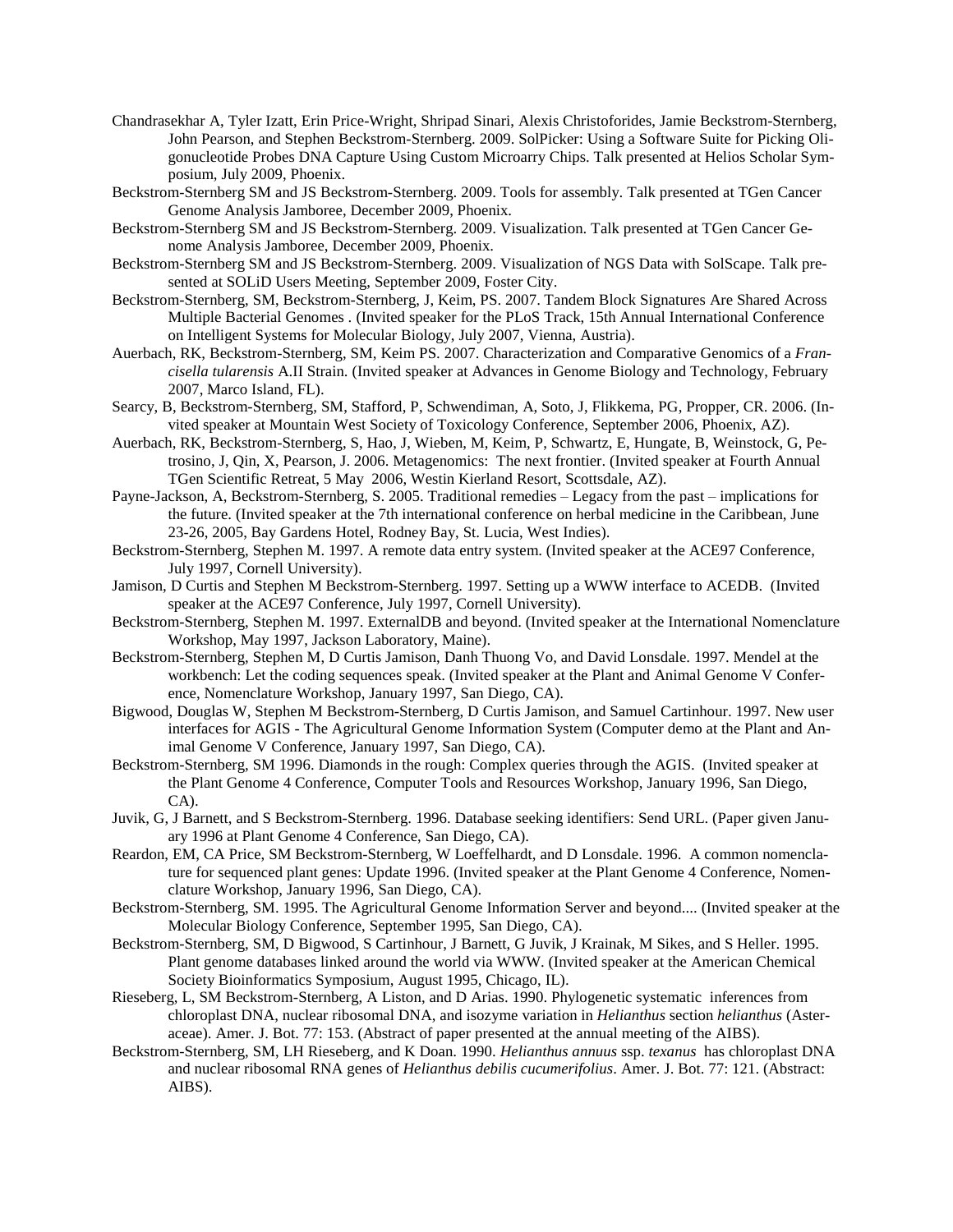Chandrasekhar A, Tyler Izatt, Erin Price-Wright, Shripad Sinari, Alexis Christoforides, Jamie Beckstrom-Sternberg, John Pearson, and Stephen Beckstrom-Sternberg. 2009. SolPicker: Using a Software Suite for Picking Oligonucleotide Probes DNA Capture Using Custom Microarry Chips. Talk presented at Helios Scholar Symposium, July 2009, Phoenix.

Beckstrom-Sternberg SM and JS Beckstrom-Sternberg. 2009. Tools for assembly. Talk presented at TGen Cancer Genome Analysis Jamboree, December 2009, Phoenix.

Beckstrom-Sternberg SM and JS Beckstrom-Sternberg. 2009. Visualization. Talk presented at TGen Cancer Genome Analysis Jamboree, December 2009, Phoenix.

Beckstrom-Sternberg SM and JS Beckstrom-Sternberg. 2009. Visualization of NGS Data with SolScape. Talk presented at SOLiD Users Meeting, September 2009, Foster City.

Beckstrom-Sternberg, SM, Beckstrom-Sternberg, J, Keim, PS. 2007. Tandem Block Signatures Are Shared Across Multiple Bacterial Genomes . (Invited speaker for the PLoS Track, 15th Annual International Conference on Intelligent Systems for Molecular Biology, July 2007, Vienna, Austria).

Auerbach, RK, Beckstrom-Sternberg, SM, Keim PS. 2007. Characterization and Comparative Genomics of a *Francisella tularensis* A.II Strain. (Invited speaker at Advances in Genome Biology and Technology, February 2007, Marco Island, FL).

Searcy, B, Beckstrom-Sternberg, SM, Stafford, P, Schwendiman, A, Soto, J, Flikkema, PG, Propper, CR. 2006. (Invited speaker at Mountain West Society of Toxicology Conference, September 2006, Phoenix, AZ).

Auerbach, RK, Beckstrom-Sternberg, S, Hao, J, Wieben, M, Keim, P, Schwartz, E, Hungate, B, Weinstock, G, Petrosino, J, Qin, X, Pearson, J. 2006. Metagenomics: The next frontier. (Invited speaker at Fourth Annual TGen Scientific Retreat, 5 May 2006, Westin Kierland Resort, Scottsdale, AZ).

Payne-Jackson, A, Beckstrom-Sternberg, S. 2005. Traditional remedies – Legacy from the past – implications for the future. (Invited speaker at the 7th international conference on herbal medicine in the Caribbean, June 23-26, 2005, Bay Gardens Hotel, Rodney Bay, St. Lucia, West Indies).

Beckstrom-Sternberg, Stephen M. 1997. A remote data entry system. (Invited speaker at the ACE97 Conference, July 1997, Cornell University).

Jamison, D Curtis and Stephen M Beckstrom-Sternberg. 1997. Setting up a WWW interface to ACEDB. (Invited speaker at the ACE97 Conference, July 1997, Cornell University).

Beckstrom-Sternberg, Stephen M. 1997. ExternalDB and beyond. (Invited speaker at the International Nomenclature Workshop, May 1997, Jackson Laboratory, Maine).

Beckstrom-Sternberg, Stephen M, D Curtis Jamison, Danh Thuong Vo, and David Lonsdale. 1997. Mendel at the workbench: Let the coding sequences speak. (Invited speaker at the Plant and Animal Genome V Conference, Nomenclature Workshop, January 1997, San Diego, CA).

Bigwood, Douglas W, Stephen M Beckstrom-Sternberg, D Curtis Jamison, and Samuel Cartinhour. 1997. New user interfaces for AGIS - The Agricultural Genome Information System (Computer demo at the Plant and Animal Genome V Conference, January 1997, San Diego, CA).

Beckstrom-Sternberg, SM 1996. Diamonds in the rough: Complex queries through the AGIS. (Invited speaker at the Plant Genome 4 Conference, Computer Tools and Resources Workshop, January 1996, San Diego, CA).

Juvik, G, J Barnett, and S Beckstrom-Sternberg. 1996. Database seeking identifiers: Send URL. (Paper given January 1996 at Plant Genome 4 Conference, San Diego, CA).

Reardon, EM, CA Price, SM Beckstrom-Sternberg, W Loeffelhardt, and D Lonsdale. 1996. A common nomenclature for sequenced plant genes: Update 1996. (Invited speaker at the Plant Genome 4 Conference, Nomenclature Workshop, January 1996, San Diego, CA).

Beckstrom-Sternberg, SM. 1995. The Agricultural Genome Information Server and beyond.... (Invited speaker at the Molecular Biology Conference, September 1995, San Diego, CA).

Beckstrom-Sternberg, SM, D Bigwood, S Cartinhour, J Barnett, G Juvik, J Krainak, M Sikes, and S Heller. 1995. Plant genome databases linked around the world via WWW. (Invited speaker at the American Chemical Society Bioinformatics Symposium, August 1995, Chicago, IL).

Rieseberg, L, SM Beckstrom-Sternberg, A Liston, and D Arias. 1990. Phylogenetic systematic inferences from chloroplast DNA, nuclear ribosomal DNA, and isozyme variation in *Helianthus* section *helianthus* (Asteraceae). Amer. J. Bot. 77: 153. (Abstract of paper presented at the annual meeting of the AIBS).

Beckstrom-Sternberg, SM, LH Rieseberg, and K Doan. 1990. *Helianthus annuus* ssp. *texanus* has chloroplast DNA and nuclear ribosomal RNA genes of *Helianthus debilis cucumerifolius*. Amer. J. Bot. 77: 121. (Abstract: AIBS).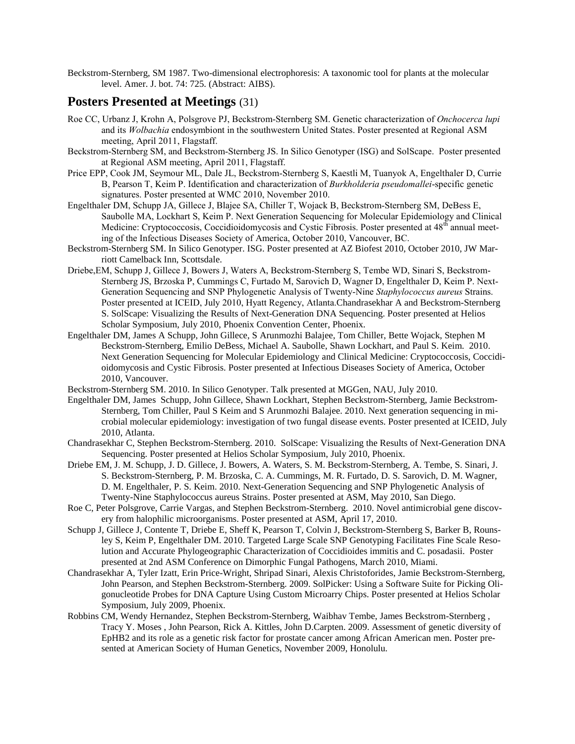Beckstrom-Sternberg, SM 1987. Two-dimensional electrophoresis: A taxonomic tool for plants at the molecular level. Amer. J. bot. 74: 725. (Abstract: AIBS).

## Posters Presented at Meetings (31)

Roe CC, Urbanz J, Krohn A, Polsgrove PJ, Beckstrom-Sternberg SM. Genetic characterization of *Onchocerca lupi* and its *Wolbachia* endosymbiont in the southwestern United States. Poster presented at Regional ASM meeting, April 2011, Flagstaff.

Beckstrom-Sternberg SM, and Beckstrom-Sternberg JS. In Silico Genotyper (ISG) and SolScape. Poster presented at Regional ASM meeting, April 2011, Flagstaff.

Price EPP, Cook JM, Seymour ML, Dale JL, Beckstrom-Sternberg S, Kaestli M, Tuanyok A, Engelthaler D, Currie B, Pearson T, Keim P. Identification and characterization of *Burkholderia pseudomallei*-specific genetic signatures. Poster presented at WMC 2010, November 2010.

Engelthaler DM, Schupp JA, Gillece J, Blajee SA, Chiller T, Wojack B, Beckstrom-Sternberg SM, DeBess E, Saubolle MA, Lockhart S, Keim P. Next Generation Sequencing for Molecular Epidemiology and Clinical Medicine: Cryptococcosis, Coccidioidomycosis and Cystic Fibrosis. Poster presented at 48th annual meeting of the Infectious Diseases Society of America, October 2010, Vancouver, BC.

Beckstrom-Sternberg SM. In Silico Genotyper. ISG. Poster presented at AZ Biofest 2010, October 2010, JW Marriott Camelback Inn, Scottsdale.

Driebe,EM, Schupp J, Gillece J, Bowers J, Waters A, Beckstrom-Sternberg S, Tembe WD, Sinari S, Beckstrom-Sternberg JS, Brzoska P, Cummings C, Furtado M, Sarovich D, Wagner D, Engelthaler D, Keim P. Next-Generation Sequencing and SNP Phylogenetic Analysis of Twenty-Nine *Staphylococcus aureus* Strains. Poster presented at ICEID, July 2010, Hyatt Regency, Atlanta.Chandrasekhar A and Beckstrom-Sternberg S. SolScape: Visualizing the Results of Next-Generation DNA Sequencing. Poster presented at Helios Scholar Symposium, July 2010, Phoenix Convention Center, Phoenix.

Engelthaler DM, James A Schupp, John Gillece, S Arunmozhi Balajee, Tom Chiller, Bette Wojack, Stephen M Beckstrom-Sternberg, Emilio DeBess, Michael A. Saubolle, Shawn Lockhart, and Paul S. Keim. 2010. Next Generation Sequencing for Molecular Epidemiology and Clinical Medicine: Cryptococcosis, Coccidioidomycosis and Cystic Fibrosis. Poster presented at Infectious Diseases Society of America, October 2010, Vancouver.

Beckstrom-Sternberg SM. 2010. In Silico Genotyper. Talk presented at MGGen, NAU, July 2010.

Engelthaler DM, James Schupp, John Gillece, Shawn Lockhart, Stephen Beckstrom-Sternberg, Jamie Beckstrom-Sternberg, Tom Chiller, Paul S Keim and S Arunmozhi Balajee. 2010. Next generation sequencing in microbial molecular epidemiology: investigation of two fungal disease events. Poster presented at ICEID, July 2010, Atlanta.

Chandrasekhar C, Stephen Beckstrom-Sternberg. 2010. SolScape: Visualizing the Results of Next-Generation DNA Sequencing. Poster presented at Helios Scholar Symposium, July 2010, Phoenix.

Driebe EM, J. M. Schupp, J. D. Gillece, J. Bowers, A. Waters, S. M. Beckstrom-Sternberg, A. Tembe, S. Sinari, J. S. Beckstrom-Sternberg, P. M. Brzoska, C. A. Cummings, M. R. Furtado, D. S. Sarovich, D. M. Wagner, D. M. Engelthaler, P. S. Keim. 2010. Next-Generation Sequencing and SNP Phylogenetic Analysis of Twenty-Nine Staphylococcus aureus Strains. Poster presented at ASM, May 2010, San Diego.

Roe C, Peter Polsgrove, Carrie Vargas, and Stephen Beckstrom-Sternberg. 2010. Novel antimicrobial gene discovery from halophilic microorganisms. Poster presented at ASM, April 17, 2010.

Schupp J, Gillece J, Contente T, Driebe E, Sheff K, Pearson T, Colvin J, Beckstrom-Sternberg S, Barker B, Rounsley S, Keim P, Engelthaler DM. 2010. Targeted Large Scale SNP Genotyping Facilitates Fine Scale Resolution and Accurate Phylogeographic Characterization of Coccidioides immitis and C. posadasii. Poster presented at 2nd ASM Conference on Dimorphic Fungal Pathogens, March 2010, Miami.

Chandrasekhar A, Tyler Izatt, Erin Price-Wright, Shripad Sinari, Alexis Christoforides, Jamie Beckstrom-Sternberg, John Pearson, and Stephen Beckstrom-Sternberg. 2009. SolPicker: Using a Software Suite for Picking Oligonucleotide Probes for DNA Capture Using Custom Microarry Chips. Poster presented at Helios Scholar Symposium, July 2009, Phoenix.

Robbins CM, Wendy Hernandez, Stephen Beckstrom-Sternberg, Waibhav Tembe, James Beckstrom-Sternberg , Tracy Y. Moses , John Pearson, Rick A. Kittles, John D.Carpten. 2009. Assessment of genetic diversity of EpHB2 and its role as a genetic risk factor for prostate cancer among African American men. Poster presented at American Society of Human Genetics, November 2009, Honolulu.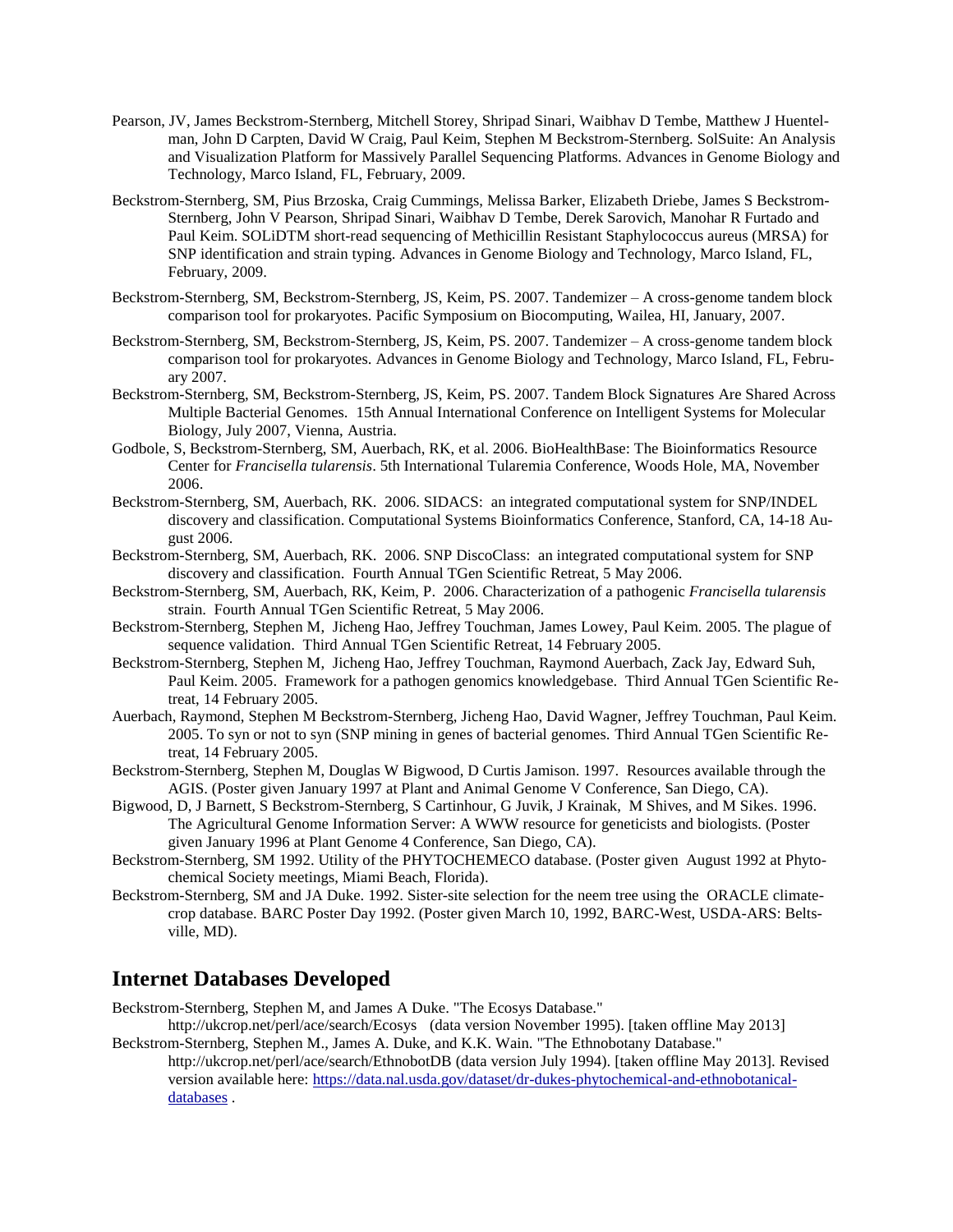Pearson, JV, James Beckstrom-Sternberg, Mitchell Storey, Shripad Sinari, Waibhav D Tembe, Matthew J Huentelman, John D Carpten, David W Craig, Paul Keim, Stephen M Beckstrom-Sternberg. SolSuite: An Analysis and Visualization Platform for Massively Parallel Sequencing Platforms. Advances in Genome Biology and Technology, Marco Island, FL, February, 2009.

Beckstrom-Sternberg, SM, Pius Brzoska, Craig Cummings, Melissa Barker, Elizabeth Driebe, James S Beckstrom-Sternberg, John V Pearson, Shripad Sinari, Waibhav D Tembe, Derek Sarovich, Manohar R Furtado and Paul Keim. SOLiDTM short-read sequencing of Methicillin Resistant Staphylococcus aureus (MRSA) for SNP identification and strain typing. Advances in Genome Biology and Technology, Marco Island, FL, February, 2009.

Beckstrom-Sternberg, SM, Beckstrom-Sternberg, JS, Keim, PS. 2007. Tandemizer – A cross-genome tandem block comparison tool for prokaryotes. Pacific Symposium on Biocomputing, Wailea, HI, January, 2007.

Beckstrom-Sternberg, SM, Beckstrom-Sternberg, JS, Keim, PS. 2007. Tandemizer – A cross-genome tandem block comparison tool for prokaryotes. Advances in Genome Biology and Technology, Marco Island, FL, February 2007.

Beckstrom-Sternberg, SM, Beckstrom-Sternberg, JS, Keim, PS. 2007. Tandem Block Signatures Are Shared Across Multiple Bacterial Genomes. 15th Annual International Conference on Intelligent Systems for Molecular Biology, July 2007, Vienna, Austria.

Godbole, S, Beckstrom-Sternberg, SM, Auerbach, RK, et al. 2006. BioHealthBase: The Bioinformatics Resource Center for *Francisella tularensis*. 5th International Tularemia Conference, Woods Hole, MA, November 2006.

Beckstrom-Sternberg, SM, Auerbach, RK. 2006. SIDACS: an integrated computational system for SNP/INDEL discovery and classification. Computational Systems Bioinformatics Conference, Stanford, CA, 14-18 August 2006.

Beckstrom-Sternberg, SM, Auerbach, RK. 2006. SNP DiscoClass: an integrated computational system for SNP discovery and classification. Fourth Annual TGen Scientific Retreat, 5 May 2006.

Beckstrom-Sternberg, SM, Auerbach, RK, Keim, P. 2006. Characterization of a pathogenic *Francisella tularensis* strain. Fourth Annual TGen Scientific Retreat, 5 May 2006.

Beckstrom-Sternberg, Stephen M, Jicheng Hao, Jeffrey Touchman, James Lowey, Paul Keim. 2005. The plague of sequence validation. Third Annual TGen Scientific Retreat, 14 February 2005.

Beckstrom-Sternberg, Stephen M, Jicheng Hao, Jeffrey Touchman, Raymond Auerbach, Zack Jay, Edward Suh, Paul Keim. 2005. Framework for a pathogen genomics knowledgebase. Third Annual TGen Scientific Retreat, 14 February 2005.

Auerbach, Raymond, Stephen M Beckstrom-Sternberg, Jicheng Hao, David Wagner, Jeffrey Touchman, Paul Keim. 2005. To syn or not to syn (SNP mining in genes of bacterial genomes. Third Annual TGen Scientific Retreat, 14 February 2005.

Beckstrom-Sternberg, Stephen M, Douglas W Bigwood, D Curtis Jamison. 1997. Resources available through the AGIS. (Poster given January 1997 at Plant and Animal Genome V Conference, San Diego, CA).

Bigwood, D, J Barnett, S Beckstrom-Sternberg, S Cartinhour, G Juvik, J Krainak, M Shives, and M Sikes. 1996. The Agricultural Genome Information Server: A WWW resource for geneticists and biologists. (Poster given January 1996 at Plant Genome 4 Conference, San Diego, CA).

Beckstrom-Sternberg, SM 1992. Utility of the PHYTOCHEMECO database. (Poster given August 1992 at Phytochemical Society meetings, Miami Beach, Florida).

Beckstrom-Sternberg, SM and JA Duke. 1992. Sister-site selection for the neem tree using the ORACLE climate-crop database. BARC Poster Day 1992. (Poster given March 10, 1992, BARC-West, USDA-ARS: Beltsville, MD).

## Internet Databases Developed

Beckstrom-Sternberg, Stephen M, and James A Duke. "The Ecosys Database." http://ukcrop.net/perl/ace/search/Ecosys (data version November 1995). [taken offline May 2013]

Beckstrom-Sternberg, Stephen M., James A. Duke, and K.K. Wain. "The Ethnobotany Database." http://ukcrop.net/perl/ace/search/EthnobotDB (data version July 1994). [taken offline May 2013]. Revised version available here: [https://data.nal.usda.gov/dataset/dr-dukes-phytochemical-and-ethnobotanical-databases](https://data.nal.usda.gov/dataset/dr-dukes-phytochemical-and-ethnobotanical-databases) .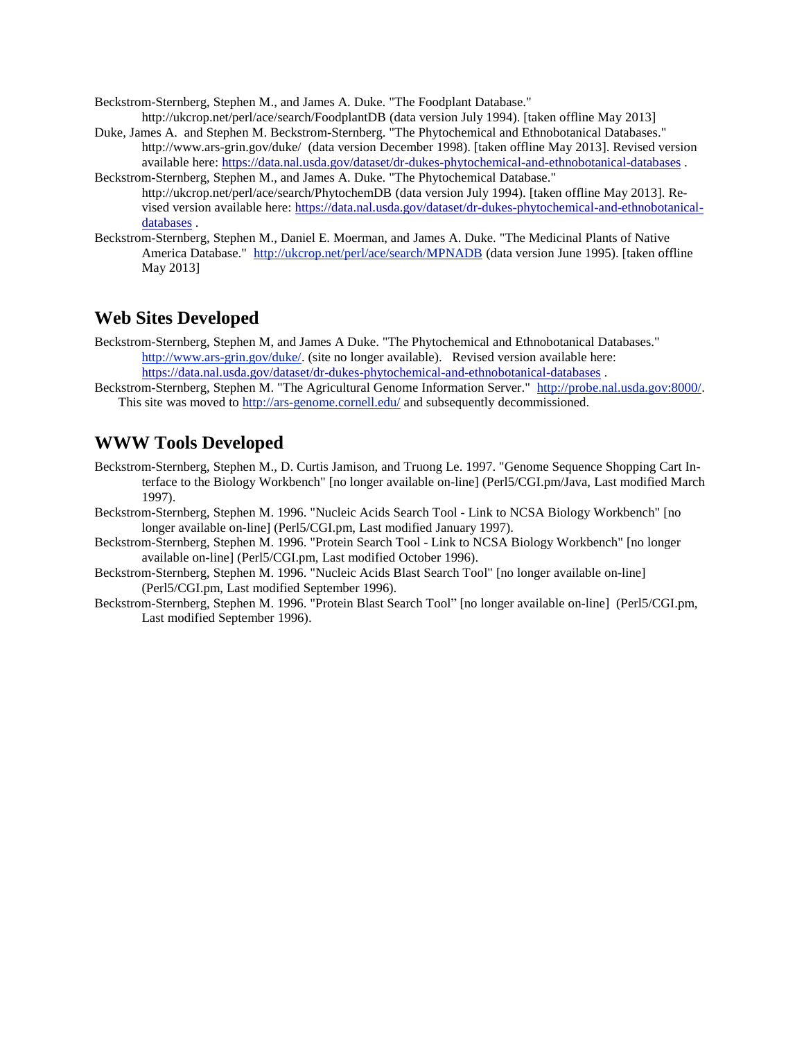Beckstrom-Sternberg, Stephen M., and James A. Duke. "The Foodplant Database." http://ukcrop.net/perl/ace/search/FoodplantDB (data version July 1994). [taken offline May 2013]

Duke, James A. and Stephen M. Beckstrom-Sternberg. "The Phytochemical and Ethnobotanical Databases." http://www.ars-grin.gov/duke/ (data version December 1998). [taken offline May 2013]. Revised version available here: https://data.nal.usda.gov/dataset/dr-dukes-phytochemical-and-ethnobotanical-databases .

Beckstrom-Sternberg, Stephen M., and James A. Duke. "The Phytochemical Database." http://ukcrop.net/perl/ace/search/PhytochemDB (data version July 1994). [taken offline May 2013]. Revised version available here: https://data.nal.usda.gov/dataset/dr-dukes-phytochemical-and-ethnobotanical-databases .

Beckstrom-Sternberg, Stephen M., Daniel E. Moerman, and James A. Duke. "The Medicinal Plants of Native America Database." http://ukcrop.net/perl/ace/search/MPNADB (data version June 1995). [taken offline May 2013]

## Web Sites Developed

Beckstrom-Sternberg, Stephen M, and James A Duke. "The Phytochemical and Ethnobotanical Databases." http://www.ars-grin.gov/duke/. (site no longer available). Revised version available here: https://data.nal.usda.gov/dataset/dr-dukes-phytochemical-and-ethnobotanical-databases .

Beckstrom-Sternberg, Stephen M. "The Agricultural Genome Information Server." http://probe.nal.usda.gov:8000/. This site was moved to http://ars-genome.cornell.edu/ and subsequently decommissioned.

## WWW Tools Developed

Beckstrom-Sternberg, Stephen M., D. Curtis Jamison, and Truong Le. 1997. "Genome Sequence Shopping Cart Interface to the Biology Workbench" [no longer available on-line] (Perl5/CGI.pm/Java, Last modified March 1997).

Beckstrom-Sternberg, Stephen M. 1996. "Nucleic Acids Search Tool - Link to NCSA Biology Workbench" [no longer available on-line] (Perl5/CGI.pm, Last modified January 1997).

Beckstrom-Sternberg, Stephen M. 1996. "Protein Search Tool - Link to NCSA Biology Workbench" [no longer available on-line] (Perl5/CGI.pm, Last modified October 1996).

Beckstrom-Sternberg, Stephen M. 1996. "Nucleic Acids Blast Search Tool" [no longer available on-line] (Perl5/CGI.pm, Last modified September 1996).

Beckstrom-Sternberg, Stephen M. 1996. "Protein Blast Search Tool" [no longer available on-line] (Perl5/CGI.pm, Last modified September 1996).